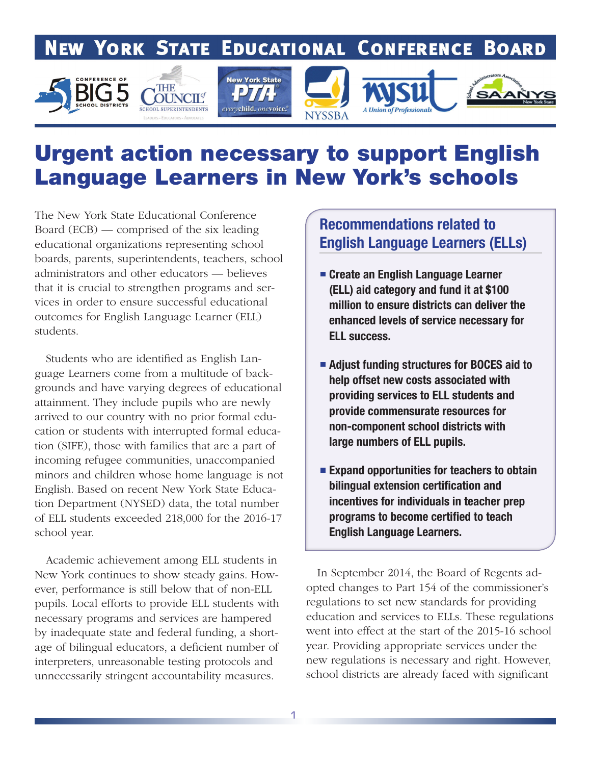# New York State Educational Conference Board

## Urgent action necessary to support English Language Learners in New York's schools

The New York State Educational Conference Board (ECB) — comprised of the six leading educational organizations representing school boards, parents, superintendents, teachers, school administrators and other educators — believes that it is crucial to strengthen programs and services in order to ensure successful educational outcomes for English Language Learner (ELL) students.

Students who are identified as English Language Learners come from a multitude of backgrounds and have varying degrees of educational attainment. They include pupils who are newly arrived to our country with no prior formal education or students with interrupted formal education (SIFE), those with families that are a part of incoming refugee communities, unaccompanied minors and children whose home language is not English. Based on recent New York State Education Department (NYSED) data, the total number of ELL students exceeded 218,000 for the 2016-17 school year.

Academic achievement among ELL students in New York continues to show steady gains. However, performance is still below that of non-ELL pupils. Local efforts to provide ELL students with necessary programs and services are hampered by inadequate state and federal funding, a shortage of bilingual educators, a deficient number of interpreters, unreasonable testing protocols and unnecessarily stringent accountability measures.

### Recommendations related to English Language Learners (ELLs)

- **Create an English Language Learner (ELL) aid category and fund it at $100 million to ensure districts can deliver the enhanced levels of service necessary for ELL success.**
- **Adjust funding structures for BOCES aid to help offset new costs associated with providing services to ELL students and provide commensurate resources for non-component school districts with large numbers of ELL pupils.**
- **Expand opportunities for teachers to obtain bilingual extension certification and incentives for individuals in teacher prep programs to become certified to teach English Language Learners.**

In September 2014, the Board of Regents adopted changes to Part 154 of the commissioner's regulations to set new standards for providing education and services to ELLs. These regulations went into effect at the start of the 2015-16 school year. Providing appropriate services under the new regulations is necessary and right. However, school districts are already faced with significant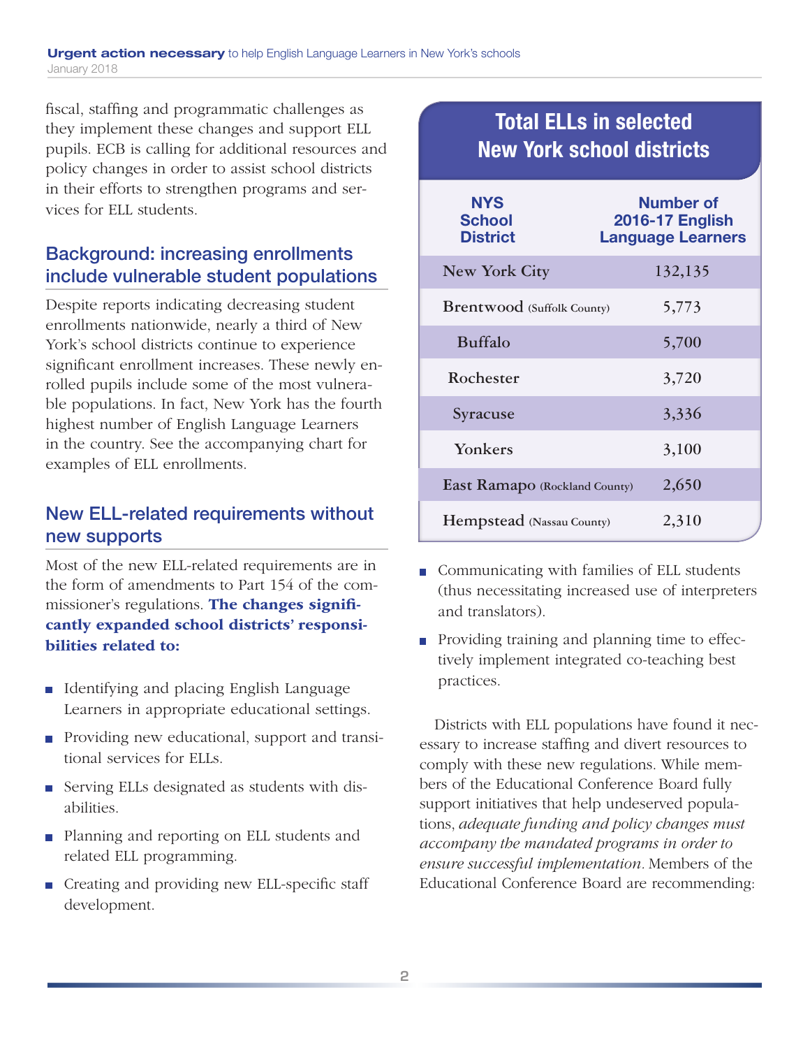fiscal, staffing and programmatic challenges as they implement these changes and support ELL pupils. ECB is calling for additional resources and policy changes in order to assist school districts in their efforts to strengthen programs and services for ELL students.

## Background: increasing enrollments include vulnerable student populations

Despite reports indicating decreasing student enrollments nationwide, nearly a third of New York's school districts continue to experience significant enrollment increases. These newly enrolled pupils include some of the most vulnerable populations. In fact, New York has the fourth highest number of English Language Learners in the country. See the accompanying chart for examples of ELL enrollments.

### Total ELLs in selected New York school districts

| NYS School District | Number of 2016-17 English Language Learners |
|---|---|
| New York City | 132,135 |
| Brentwood (Suffolk County) | 5,773 |
| Buffalo | 5,700 |
| Rochester | 3,720 |
| Syracuse | 3,336 |
| Yonkers | 3,100 |
| East Ramapo (Rockland County) | 2,650 |
| Hempstead (Nassau County) | 2,310 |

## New ELL-related requirements without new supports

Most of the new ELL-related requirements are in the form of amendments to Part 154 of the commissioner's regulations. **The changes significantly expanded school districts' responsibilities related to:**

- Identifying and placing English Language Learners in appropriate educational settings.
- Providing new educational, support and transitional services for ELLs.
- Serving ELLs designated as students with disabilities.
- Planning and reporting on ELL students and related ELL programming.
- Creating and providing new ELL-specific staff development.
- Communicating with families of ELL students (thus necessitating increased use of interpreters and translators).
- Providing training and planning time to effectively implement integrated co-teaching best practices.

Districts with ELL populations have found it necessary to increase staffing and divert resources to comply with these new regulations. While members of the Educational Conference Board fully support initiatives that help undeserved populations, *adequate funding and policy changes must accompany the mandated programs in order to ensure successful implementation*. Members of the Educational Conference Board are recommending: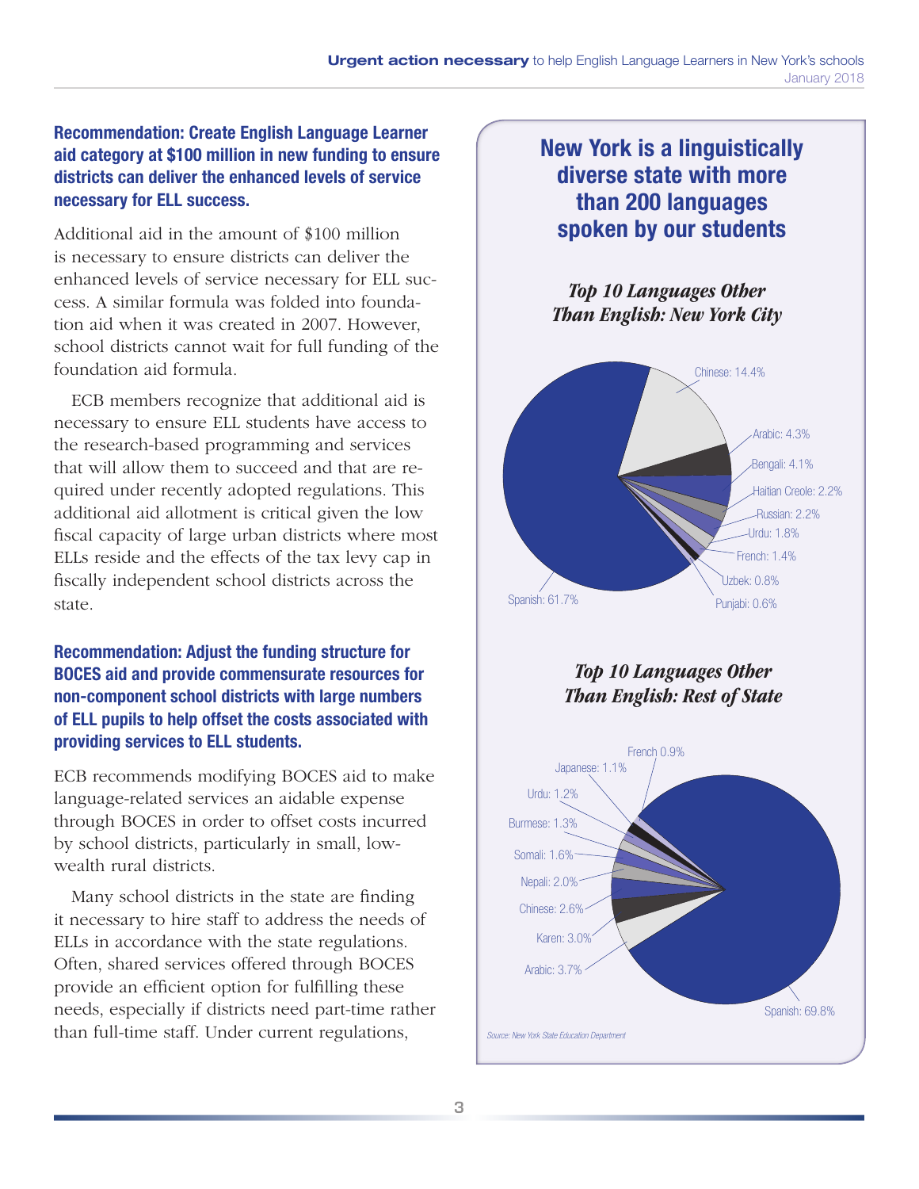**Recommendation: Create English Language Learner aid category at $100 million in new funding to ensure districts can deliver the enhanced levels of service necessary for ELL success.**

Additional aid in the amount of $100 million is necessary to ensure districts can deliver the enhanced levels of service necessary for ELL success. A similar formula was folded into foundation aid when it was created in 2007. However, school districts cannot wait for full funding of the foundation aid formula.

ECB members recognize that additional aid is necessary to ensure ELL students have access to the research-based programming and services that will allow them to succeed and that are required under recently adopted regulations. This additional aid allotment is critical given the low fiscal capacity of large urban districts where most ELLs reside and the effects of the tax levy cap in fiscally independent school districts across the state.

**Recommendation: Adjust the funding structure for BOCES aid and provide commensurate resources for non-component school districts with large numbers of ELL pupils to help offset the costs associated with providing services to ELL students.**

ECB recommends modifying BOCES aid to make language-related services an aidable expense through BOCES in order to offset costs incurred by school districts, particularly in small, low-wealth rural districts.

Many school districts in the state are finding it necessary to hire staff to address the needs of ELLs in accordance with the state regulations. Often, shared services offered through BOCES provide an efficient option for fulfilling these needs, especially if districts need part-time rather than full-time staff. Under current regulations,

## New York is a linguistically diverse state with more than 200 languages spoken by our students

### *Top 10 Languages Other Than English: New York City*

| Language | Percent |
|---|---|
| Spanish | 61.7% |
| Chinese | 14.4% |
| Arabic | 4.3% |
| Bengali | 4.1% |
| Haitian Creole | 2.2% |
| Russian | 2.2% |
| Urdu | 1.8% |
| French | 1.4% |
| Uzbek | 0.8% |
| Punjabi | 0.6% |

### *Top 10 Languages Other Than English: Rest of State*

| Language | Percent |
|---|---|
| Spanish | 69.8% |
| Arabic | 3.7% |
| Karen | 3.0% |
| Chinese | 2.6% |
| Nepali | 2.0% |
| Somali | 1.6% |
| Burmese | 1.3% |
| Urdu | 1.2% |
| Japanese | 1.1% |
| French | 0.9% |

*Source: New York State Education Department*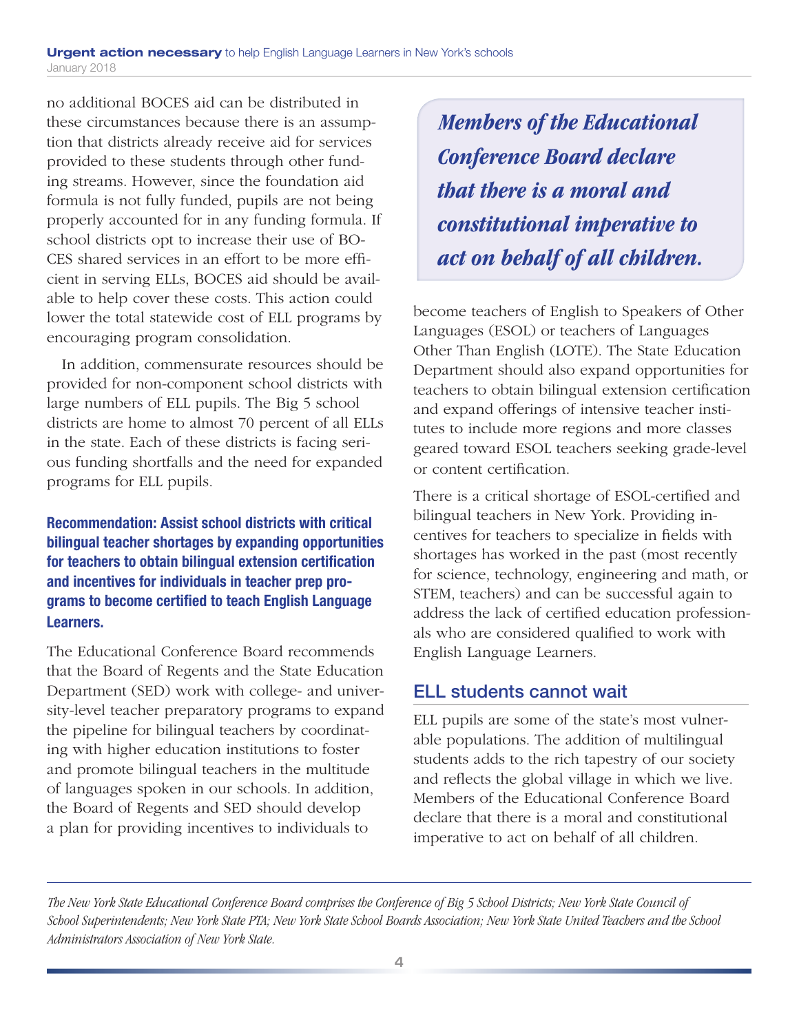no additional BOCES aid can be distributed in these circumstances because there is an assumption that districts already receive aid for services provided to these students through other funding streams. However, since the foundation aid formula is not fully funded, pupils are not being properly accounted for in any funding formula. If school districts opt to increase their use of BOCES shared services in an effort to be more efficient in serving ELLs, BOCES aid should be available to help cover these costs. This action could lower the total statewide cost of ELL programs by encouraging program consolidation.

In addition, commensurate resources should be provided for non-component school districts with large numbers of ELL pupils. The Big 5 school districts are home to almost 70 percent of all ELLs in the state. Each of these districts is facing serious funding shortfalls and the need for expanded programs for ELL pupils.

**Recommendation: Assist school districts with critical bilingual teacher shortages by expanding opportunities for teachers to obtain bilingual extension certification and incentives for individuals in teacher prep programs to become certified to teach English Language Learners.**

The Educational Conference Board recommends that the Board of Regents and the State Education Department (SED) work with college- and university-level teacher preparatory programs to expand the pipeline for bilingual teachers by coordinating with higher education institutions to foster and promote bilingual teachers in the multitude of languages spoken in our schools. In addition, the Board of Regents and SED should develop a plan for providing incentives to individuals to become teachers of English to Speakers of Other Languages (ESOL) or teachers of Languages Other Than English (LOTE). The State Education Department should also expand opportunities for teachers to obtain bilingual extension certification and expand offerings of intensive teacher institutes to include more regions and more classes geared toward ESOL teachers seeking grade-level or content certification.

> ***Members of the Educational Conference Board declare that there is a moral and constitutional imperative to act on behalf of all children.***

There is a critical shortage of ESOL-certified and bilingual teachers in New York. Providing incentives for teachers to specialize in fields with shortages has worked in the past (most recently for science, technology, engineering and math, or STEM, teachers) and can be successful again to address the lack of certified education professionals who are considered qualified to work with English Language Learners.

## ELL students cannot wait

ELL pupils are some of the state's most vulnerable populations. The addition of multilingual students adds to the rich tapestry of our society and reflects the global village in which we live. Members of the Educational Conference Board declare that there is a moral and constitutional imperative to act on behalf of all children.

---

*The New York State Educational Conference Board comprises the Conference of Big 5 School Districts; New York State Council of School Superintendents; New York State PTA; New York State School Boards Association; New York State United Teachers and the School Administrators Association of New York State.*